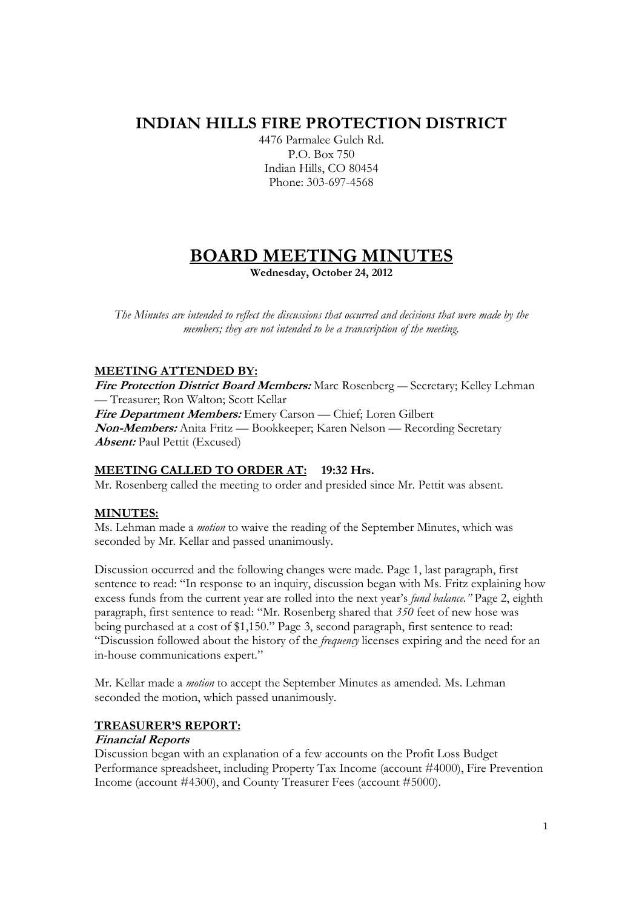# INDIAN HILLS FIRE PROTECTION DISTRICT

4476 Parmalee Gulch Rd.
P.O. Box 750
Indian Hills, CO 80454
Phone: 303-697-4568

# BOARD MEETING MINUTES

**Wednesday, October 24, 2012**

*The Minutes are intended to reflect the discussions that occurred and decisions that were made by the members; they are not intended to be a transcription of the meeting.*

## MEETING ATTENDED BY:

***Fire Protection District Board Members:*** Marc Rosenberg — Secretary; Kelley Lehman — Treasurer; Ron Walton; Scott Kellar
***Fire Department Members:*** Emery Carson — Chief; Loren Gilbert
***Non-Members:*** Anita Fritz — Bookkeeper; Karen Nelson — Recording Secretary
***Absent:*** Paul Pettit (Excused)

## MEETING CALLED TO ORDER AT: 19:32 Hrs.

Mr. Rosenberg called the meeting to order and presided since Mr. Pettit was absent.

## MINUTES:

Ms. Lehman made a *motion* to waive the reading of the September Minutes, which was seconded by Mr. Kellar and passed unanimously.

Discussion occurred and the following changes were made. Page 1, last paragraph, first sentence to read: "In response to an inquiry, discussion began with Ms. Fritz explaining how excess funds from the current year are rolled into the next year's *fund balance."* Page 2, eighth paragraph, first sentence to read: "Mr. Rosenberg shared that *350* feet of new hose was being purchased at a cost of $1,150." Page 3, second paragraph, first sentence to read: "Discussion followed about the history of the *frequency* licenses expiring and the need for an in-house communications expert."

Mr. Kellar made a *motion* to accept the September Minutes as amended. Ms. Lehman seconded the motion, which passed unanimously.

## TREASURER'S REPORT:

### *Financial Reports*

Discussion began with an explanation of a few accounts on the Profit Loss Budget Performance spreadsheet, including Property Tax Income (account #4000), Fire Prevention Income (account #4300), and County Treasurer Fees (account #5000).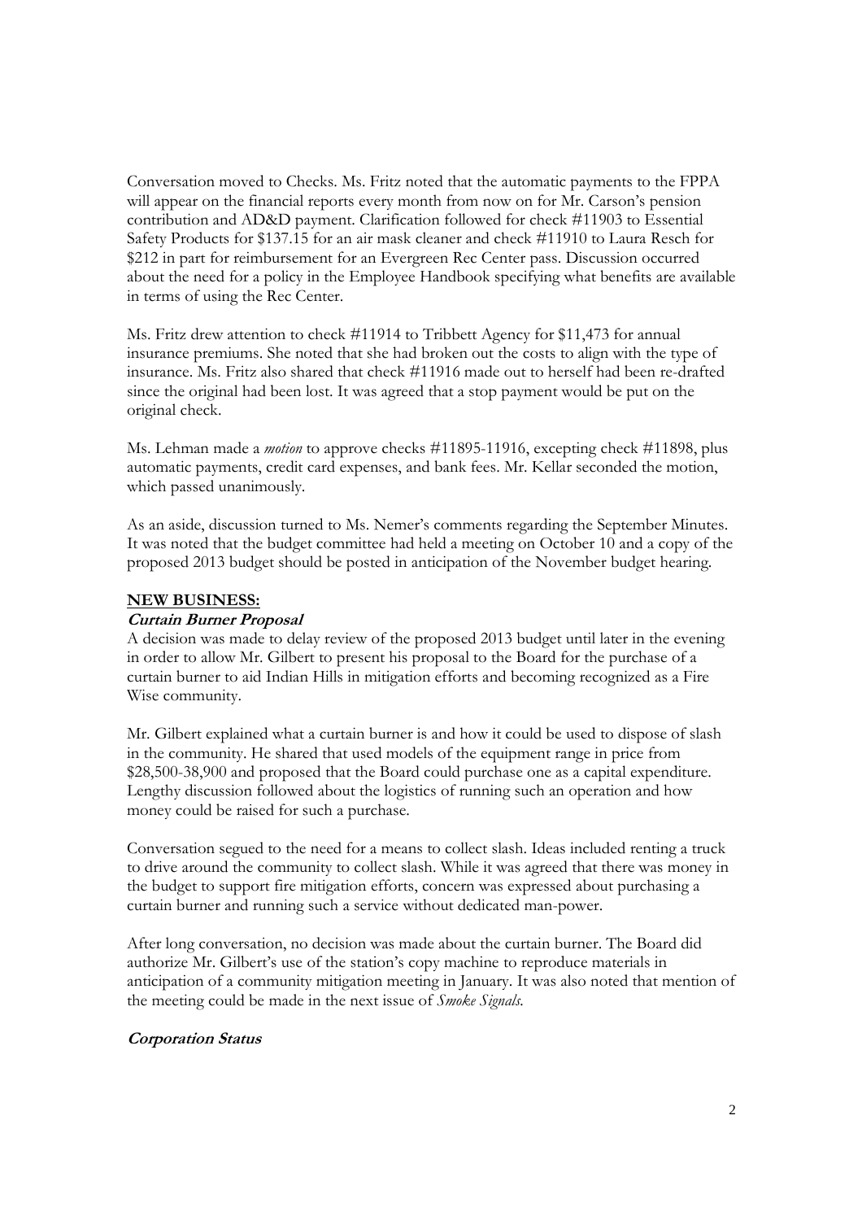Conversation moved to Checks. Ms. Fritz noted that the automatic payments to the FPPA will appear on the financial reports every month from now on for Mr. Carson's pension contribution and AD&D payment. Clarification followed for check #11903 to Essential Safety Products for $137.15 for an air mask cleaner and check #11910 to Laura Resch for $212 in part for reimbursement for an Evergreen Rec Center pass. Discussion occurred about the need for a policy in the Employee Handbook specifying what benefits are available in terms of using the Rec Center.

Ms. Fritz drew attention to check #11914 to Tribbett Agency for $11,473 for annual insurance premiums. She noted that she had broken out the costs to align with the type of insurance. Ms. Fritz also shared that check #11916 made out to herself had been re-drafted since the original had been lost. It was agreed that a stop payment would be put on the original check.

Ms. Lehman made a *motion* to approve checks #11895-11916, excepting check #11898, plus automatic payments, credit card expenses, and bank fees. Mr. Kellar seconded the motion, which passed unanimously.

As an aside, discussion turned to Ms. Nemer's comments regarding the September Minutes. It was noted that the budget committee had held a meeting on October 10 and a copy of the proposed 2013 budget should be posted in anticipation of the November budget hearing.

## NEW BUSINESS:

### *Curtain Burner Proposal*

A decision was made to delay review of the proposed 2013 budget until later in the evening in order to allow Mr. Gilbert to present his proposal to the Board for the purchase of a curtain burner to aid Indian Hills in mitigation efforts and becoming recognized as a Fire Wise community.

Mr. Gilbert explained what a curtain burner is and how it could be used to dispose of slash in the community. He shared that used models of the equipment range in price from $28,500-38,900 and proposed that the Board could purchase one as a capital expenditure. Lengthy discussion followed about the logistics of running such an operation and how money could be raised for such a purchase.

Conversation segued to the need for a means to collect slash. Ideas included renting a truck to drive around the community to collect slash. While it was agreed that there was money in the budget to support fire mitigation efforts, concern was expressed about purchasing a curtain burner and running such a service without dedicated man-power.

After long conversation, no decision was made about the curtain burner. The Board did authorize Mr. Gilbert's use of the station's copy machine to reproduce materials in anticipation of a community mitigation meeting in January. It was also noted that mention of the meeting could be made in the next issue of *Smoke Signals*.

### *Corporation Status*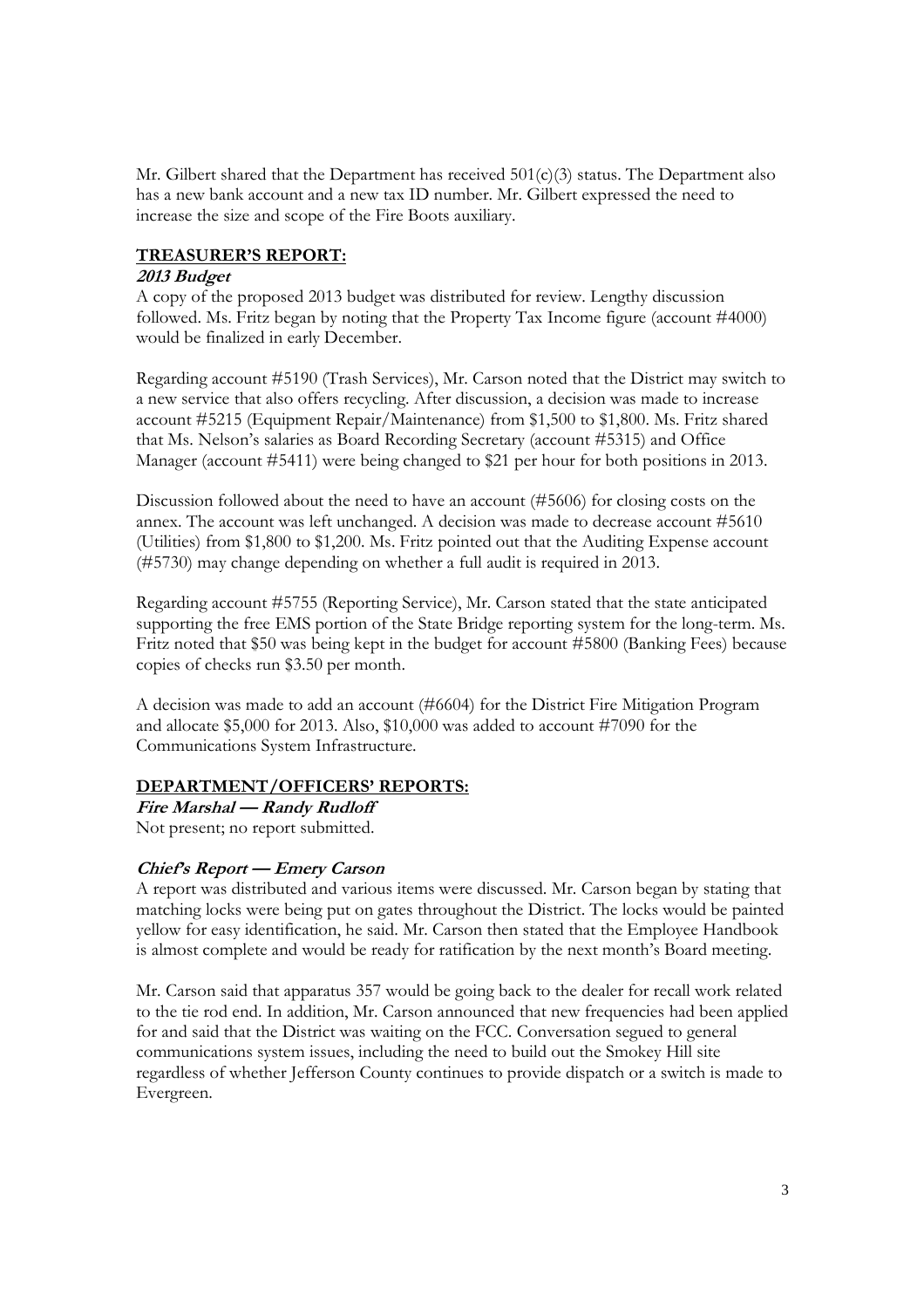Mr. Gilbert shared that the Department has received 501(c)(3) status. The Department also has a new bank account and a new tax ID number. Mr. Gilbert expressed the need to increase the size and scope of the Fire Boots auxiliary.

## TREASURER'S REPORT:

### *2013 Budget*

A copy of the proposed 2013 budget was distributed for review. Lengthy discussion followed. Ms. Fritz began by noting that the Property Tax Income figure (account #4000) would be finalized in early December.

Regarding account #5190 (Trash Services), Mr. Carson noted that the District may switch to a new service that also offers recycling. After discussion, a decision was made to increase account #5215 (Equipment Repair/Maintenance) from $1,500 to $1,800. Ms. Fritz shared that Ms. Nelson's salaries as Board Recording Secretary (account #5315) and Office Manager (account #5411) were being changed to $21 per hour for both positions in 2013.

Discussion followed about the need to have an account (#5606) for closing costs on the annex. The account was left unchanged. A decision was made to decrease account #5610 (Utilities) from $1,800 to $1,200. Ms. Fritz pointed out that the Auditing Expense account (#5730) may change depending on whether a full audit is required in 2013.

Regarding account #5755 (Reporting Service), Mr. Carson stated that the state anticipated supporting the free EMS portion of the State Bridge reporting system for the long-term. Ms. Fritz noted that $50 was being kept in the budget for account #5800 (Banking Fees) because copies of checks run $3.50 per month.

A decision was made to add an account (#6604) for the District Fire Mitigation Program and allocate $5,000 for 2013. Also, $10,000 was added to account #7090 for the Communications System Infrastructure.

## DEPARTMENT/OFFICERS' REPORTS:

### *Fire Marshal — Randy Rudloff*

Not present; no report submitted.

### *Chief's Report — Emery Carson*

A report was distributed and various items were discussed. Mr. Carson began by stating that matching locks were being put on gates throughout the District. The locks would be painted yellow for easy identification, he said. Mr. Carson then stated that the Employee Handbook is almost complete and would be ready for ratification by the next month's Board meeting.

Mr. Carson said that apparatus 357 would be going back to the dealer for recall work related to the tie rod end. In addition, Mr. Carson announced that new frequencies had been applied for and said that the District was waiting on the FCC. Conversation segued to general communications system issues, including the need to build out the Smokey Hill site regardless of whether Jefferson County continues to provide dispatch or a switch is made to Evergreen.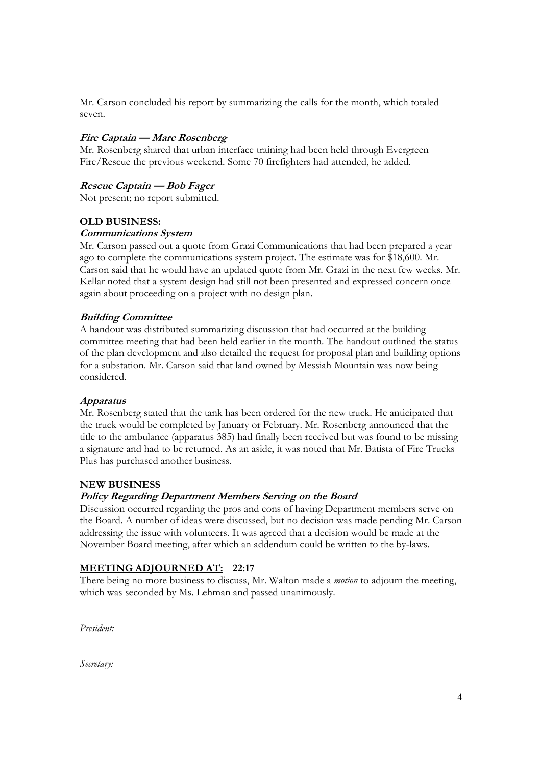Mr. Carson concluded his report by summarizing the calls for the month, which totaled seven.

***Fire Captain — Marc Rosenberg***

Mr. Rosenberg shared that urban interface training had been held through Evergreen Fire/Rescue the previous weekend. Some 70 firefighters had attended, he added.

***Rescue Captain — Bob Fager***

Not present; no report submitted.

## OLD BUSINESS:

***Communications System***

Mr. Carson passed out a quote from Grazi Communications that had been prepared a year ago to complete the communications system project. The estimate was for $18,600. Mr. Carson said that he would have an updated quote from Mr. Grazi in the next few weeks. Mr. Kellar noted that a system design had still not been presented and expressed concern once again about proceeding on a project with no design plan.

***Building Committee***

A handout was distributed summarizing discussion that had occurred at the building committee meeting that had been held earlier in the month. The handout outlined the status of the plan development and also detailed the request for proposal plan and building options for a substation. Mr. Carson said that land owned by Messiah Mountain was now being considered.

***Apparatus***

Mr. Rosenberg stated that the tank has been ordered for the new truck. He anticipated that the truck would be completed by January or February. Mr. Rosenberg announced that the title to the ambulance (apparatus 385) had finally been received but was found to be missing a signature and had to be returned. As an aside, it was noted that Mr. Batista of Fire Trucks Plus has purchased another business.

## NEW BUSINESS

***Policy Regarding Department Members Serving on the Board***

Discussion occurred regarding the pros and cons of having Department members serve on the Board. A number of ideas were discussed, but no decision was made pending Mr. Carson addressing the issue with volunteers. It was agreed that a decision would be made at the November Board meeting, after which an addendum could be written to the by-laws.

## MEETING ADJOURNED AT: 22:17

There being no more business to discuss, Mr. Walton made a *motion* to adjourn the meeting, which was seconded by Ms. Lehman and passed unanimously.

*President:*

*Secretary:*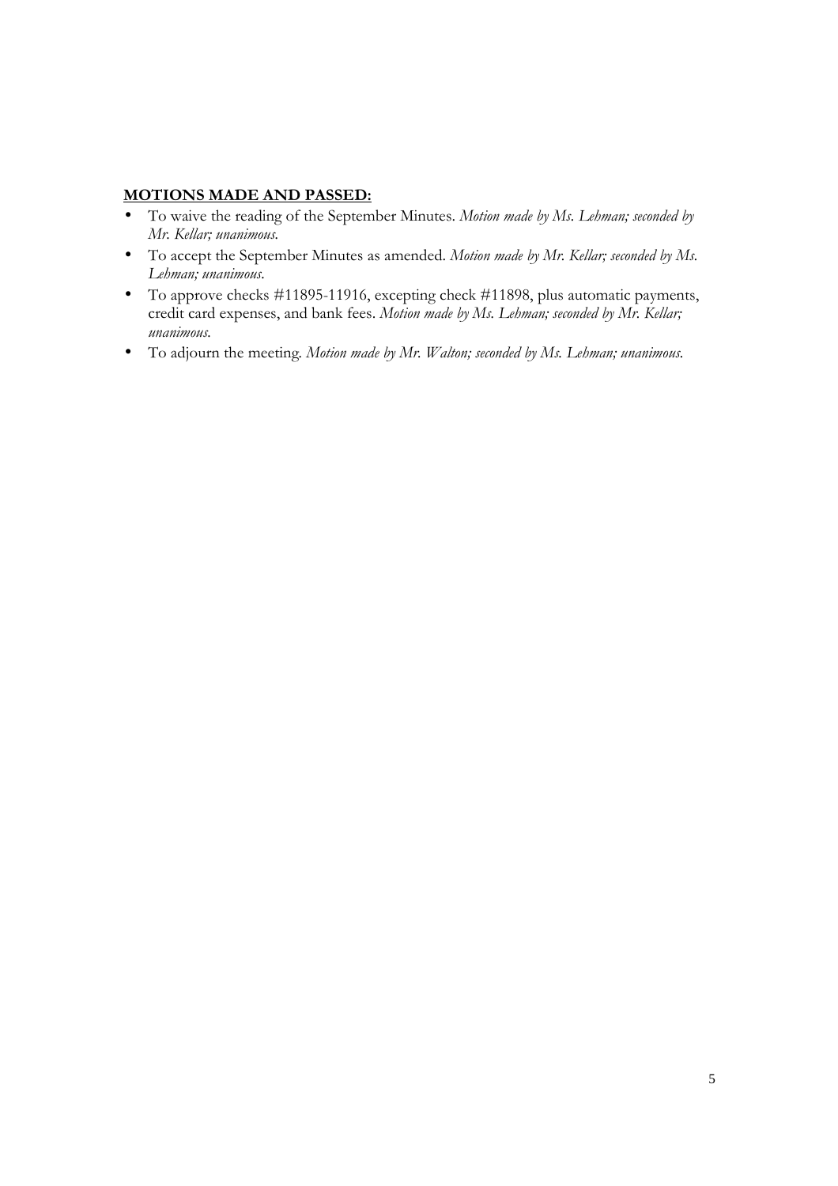**MOTIONS MADE AND PASSED:**

- To waive the reading of the September Minutes. *Motion made by Ms. Lehman; seconded by Mr. Kellar; unanimous.*
- To accept the September Minutes as amended. *Motion made by Mr. Kellar; seconded by Ms. Lehman; unanimous.*
- To approve checks #11895-11916, excepting check #11898, plus automatic payments, credit card expenses, and bank fees. *Motion made by Ms. Lehman; seconded by Mr. Kellar; unanimous.*
- To adjourn the meeting. *Motion made by Mr. Walton; seconded by Ms. Lehman; unanimous.*